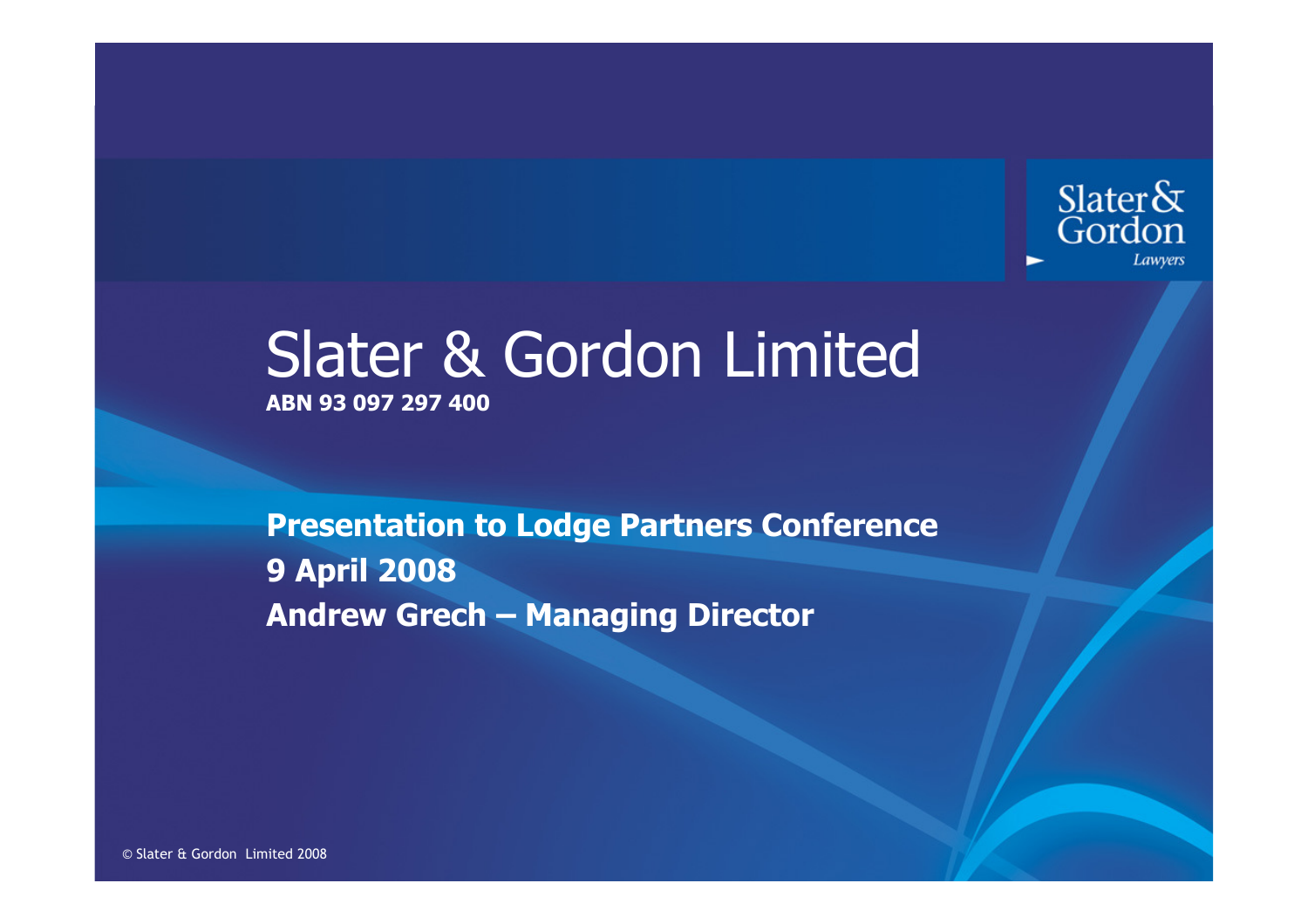# Slater & Gordon Limited

**ABN 93 097 297 400**

**Presentation to Lodge Partners Conference**
**9 April 2008**
**Andrew Grech – Managing Director**

© Slater & Gordon Limited 2008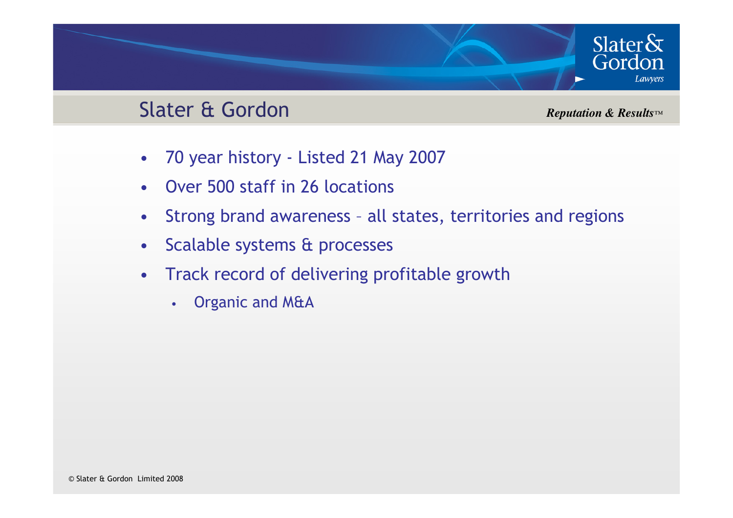# Slater & Gordon

*Reputation & Results™*

- 70 year history - Listed 21 May 2007
- Over 500 staff in 26 locations
- Strong brand awareness – all states, territories and regions
- Scalable systems & processes
- Track record of delivering profitable growth
  - Organic and M&A

© Slater & Gordon Limited 2008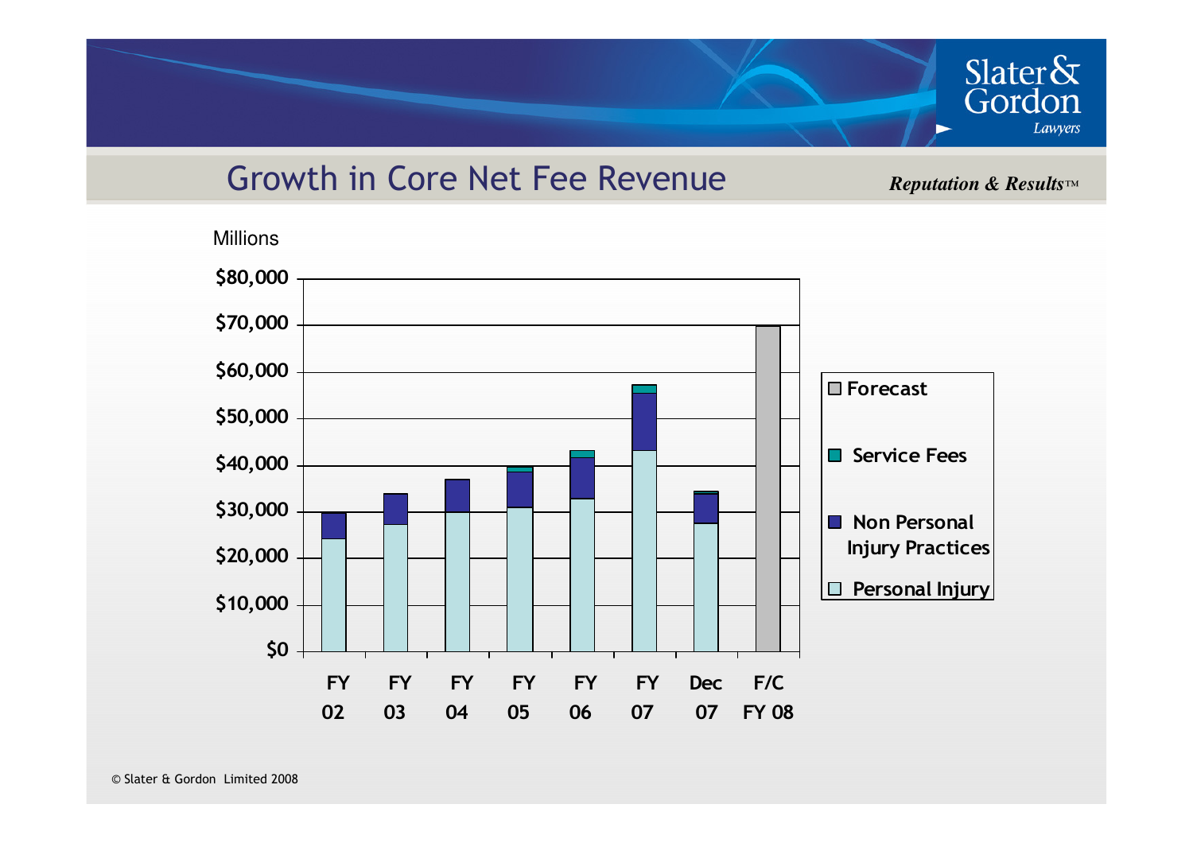## Growth in Core Net Fee Revenue

*Reputation & Results™*

Millions

| | FY 02 | FY 03 | FY 04 | FY 05 | FY 06 | FY 07 | Dec 07 | F/C FY 08 |
|---|---|---|---|---|---|---|---|---|
| Y-axis: $0 – $80,000 | | | | | | | | |

Legend: Forecast; Service Fees; Non Personal Injury Practices; Personal Injury

© Slater & Gordon Limited 2008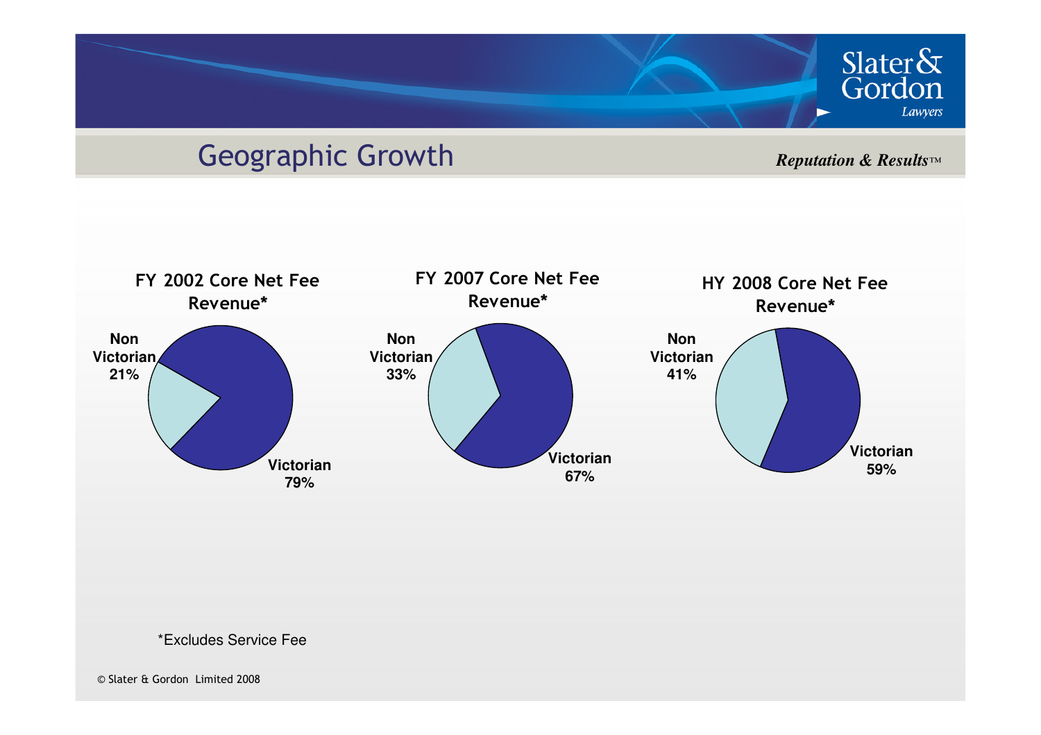# Geographic Growth

*Reputation & Results™*

**FY 2002 Core Net Fee Revenue***

- Non Victorian 21%
- Victorian 79%

**FY 2007 Core Net Fee Revenue***

- Non Victorian 33%
- Victorian 67%

**HY 2008 Core Net Fee Revenue***

- Non Victorian 41%
- Victorian 59%

*Excludes Service Fee

© Slater & Gordon Limited 2008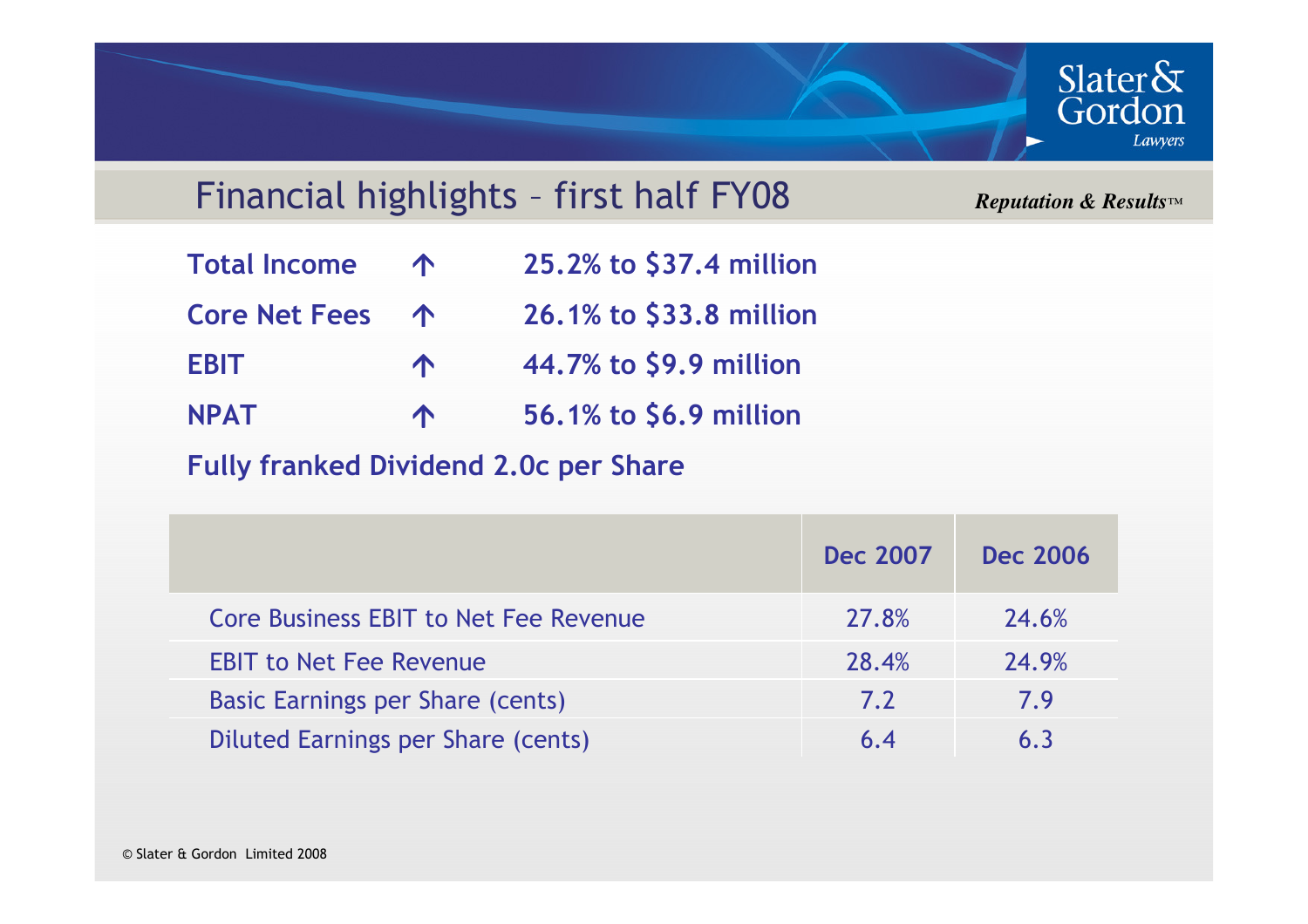# Financial highlights – first half FY08

*Reputation & Results™*

**Total Income ↑ 25.2% to $37.4 million**

**Core Net Fees ↑ 26.1% to $33.8 million**

**EBIT ↑ 44.7% to $9.9 million**

**NPAT ↑ 56.1% to $6.9 million**

**Fully franked Dividend 2.0c per Share**

| | Dec 2007 | Dec 2006 |
|---|---|---|
| Core Business EBIT to Net Fee Revenue | 27.8% | 24.6% |
| EBIT to Net Fee Revenue | 28.4% | 24.9% |
| Basic Earnings per Share (cents) | 7.2 | 7.9 |
| Diluted Earnings per Share (cents) | 6.4 | 6.3 |

© Slater & Gordon Limited 2008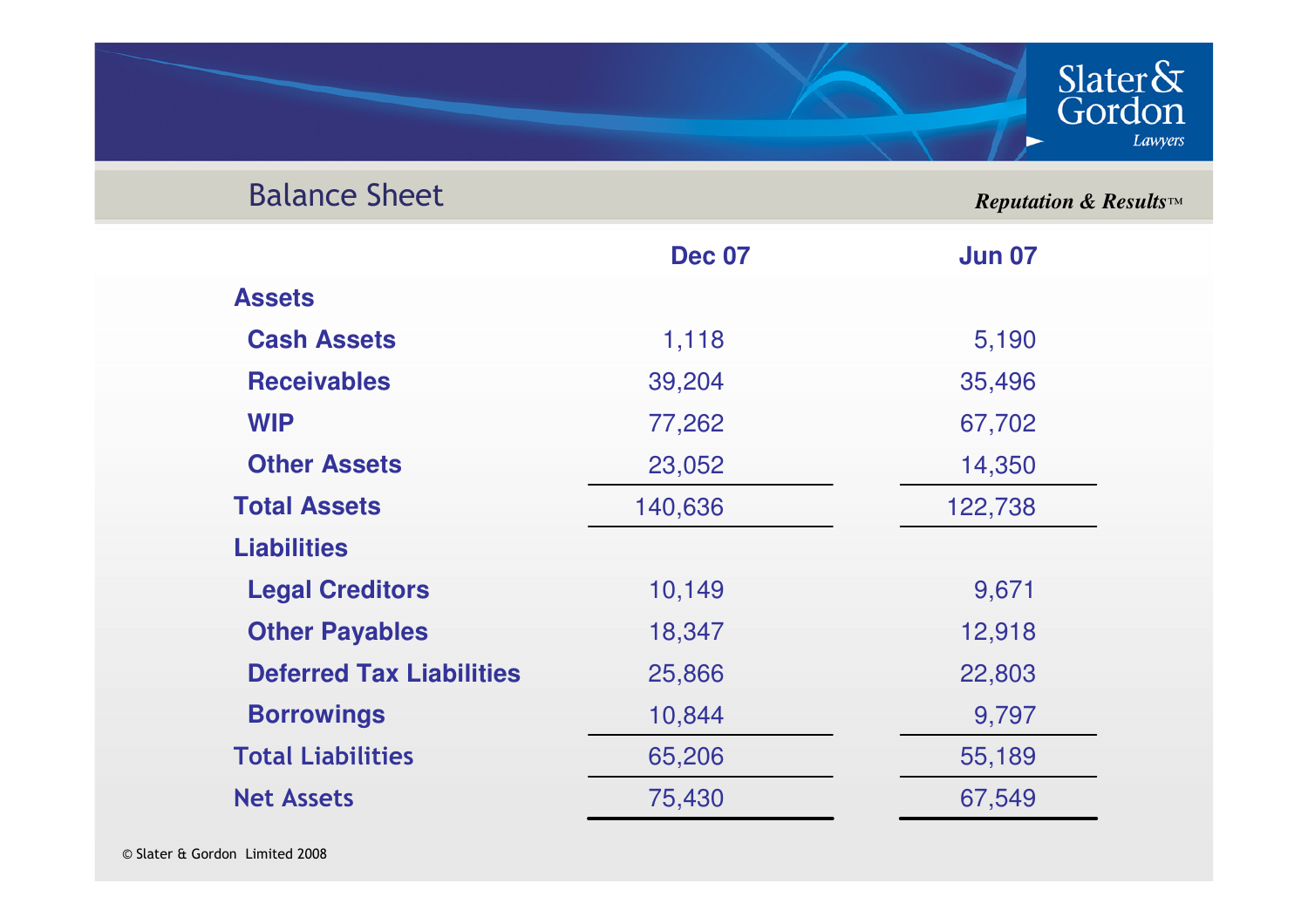# Balance Sheet

*Reputation & Results™*

| | Dec 07 | Jun 07 |
|---|---|---|
| **Assets** | | |
| **Cash Assets** | 1,118 | 5,190 |
| **Receivables** | 39,204 | 35,496 |
| **WIP** | 77,262 | 67,702 |
| **Other Assets** | 23,052 | 14,350 |
| **Total Assets** | 140,636 | 122,738 |
| **Liabilities** | | |
| **Legal Creditors** | 10,149 | 9,671 |
| **Other Payables** | 18,347 | 12,918 |
| **Deferred Tax Liabilities** | 25,866 | 22,803 |
| **Borrowings** | 10,844 | 9,797 |
| **Total Liabilities** | 65,206 | 55,189 |
| **Net Assets** | 75,430 | 67,549 |

© Slater & Gordon Limited 2008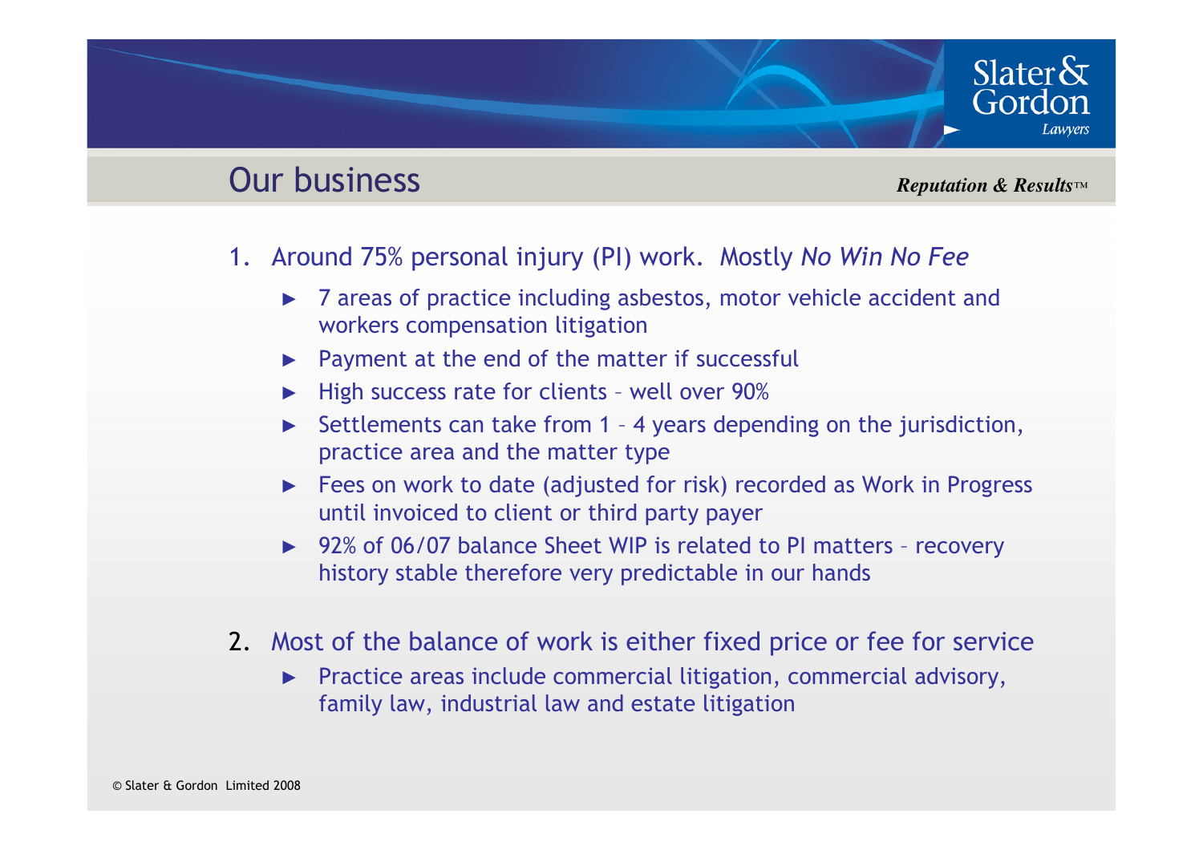# Our business

*Reputation & Results™*

1. Around 75% personal injury (PI) work. Mostly *No Win No Fee*
   - 7 areas of practice including asbestos, motor vehicle accident and workers compensation litigation
   - Payment at the end of the matter if successful
   - High success rate for clients – well over 90%
   - Settlements can take from 1 – 4 years depending on the jurisdiction, practice area and the matter type
   - Fees on work to date (adjusted for risk) recorded as Work in Progress until invoiced to client or third party payer
   - 92% of 06/07 balance Sheet WIP is related to PI matters – recovery history stable therefore very predictable in our hands

2. Most of the balance of work is either fixed price or fee for service
   - Practice areas include commercial litigation, commercial advisory, family law, industrial law and estate litigation

© Slater & Gordon Limited 2008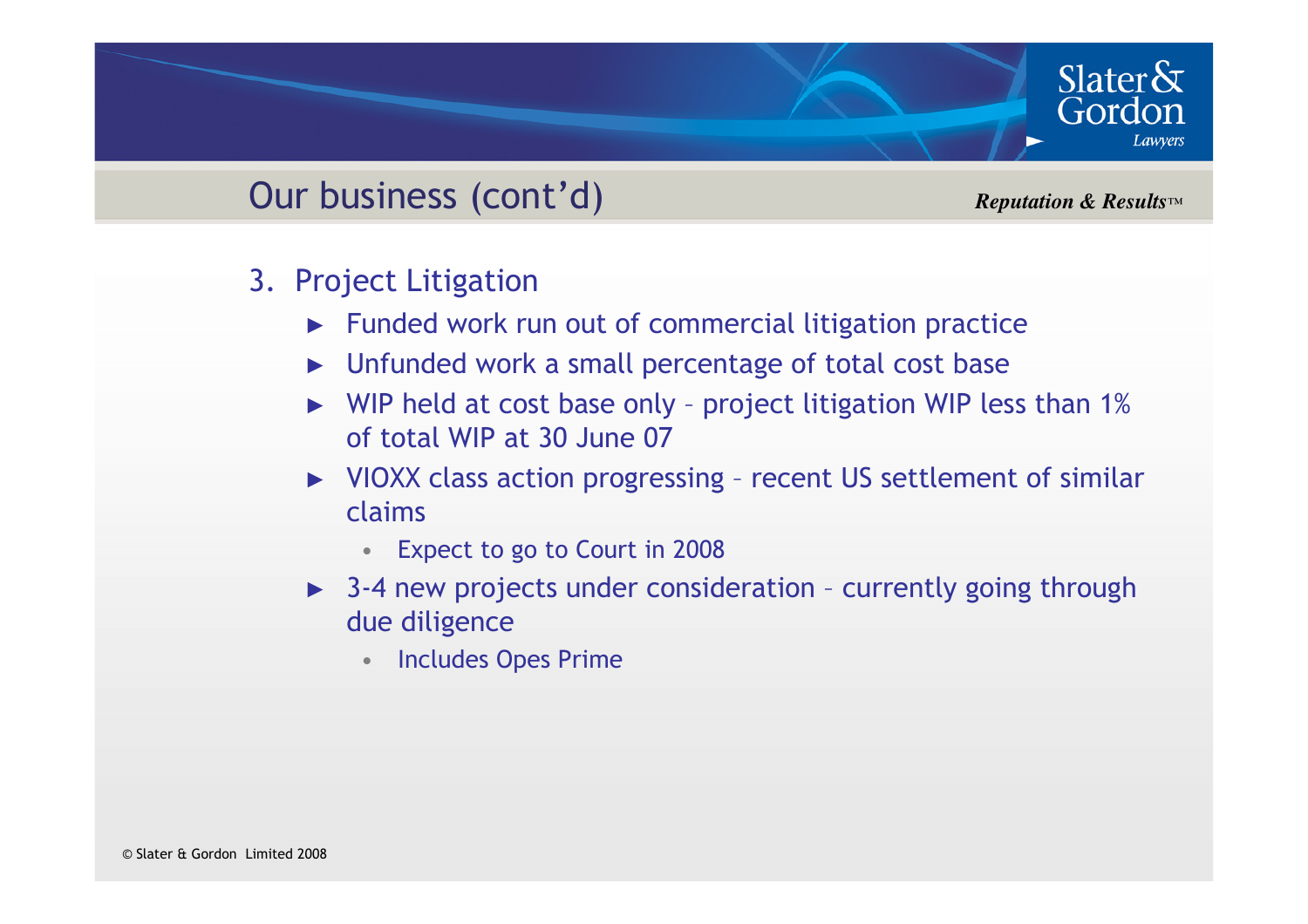## Our business (cont'd)

*Reputation & Results™*

3. Project Litigation
   - Funded work run out of commercial litigation practice
   - Unfunded work a small percentage of total cost base
   - WIP held at cost base only – project litigation WIP less than 1% of total WIP at 30 June 07
   - VIOXX class action progressing – recent US settlement of similar claims
     - Expect to go to Court in 2008
   - 3-4 new projects under consideration – currently going through due diligence
     - Includes Opes Prime

© Slater & Gordon Limited 2008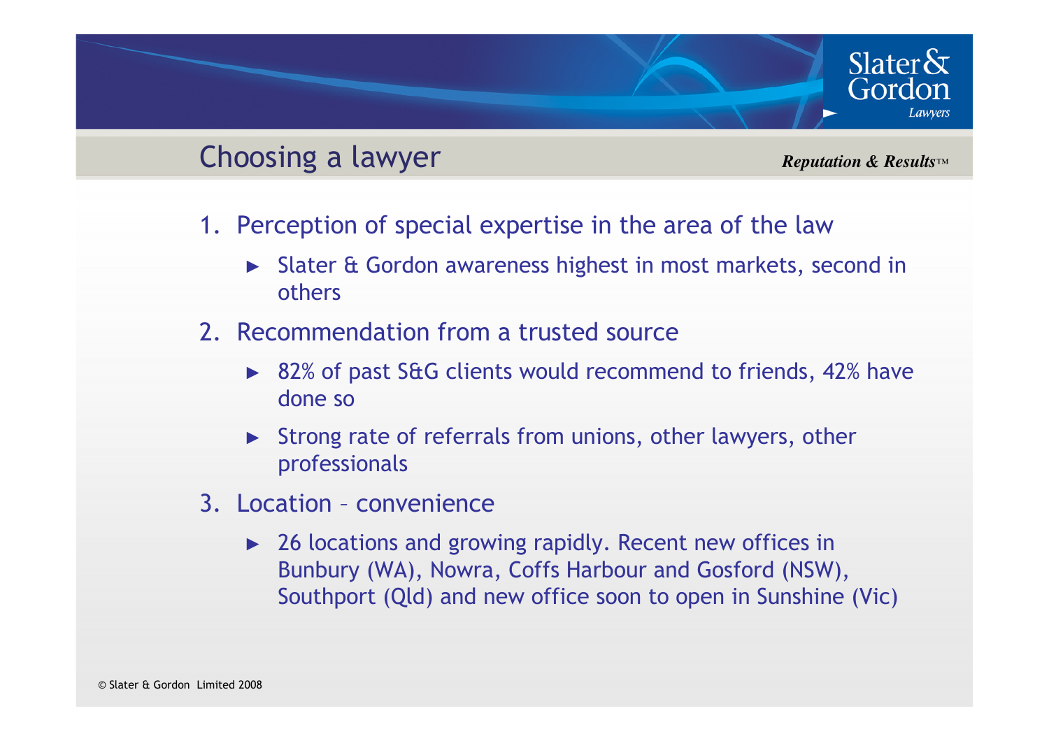## Choosing a lawyer

*Reputation & Results™*

1. Perception of special expertise in the area of the law
   - Slater & Gordon awareness highest in most markets, second in others
2. Recommendation from a trusted source
   - 82% of past S&G clients would recommend to friends, 42% have done so
   - Strong rate of referrals from unions, other lawyers, other professionals
3. Location – convenience
   - 26 locations and growing rapidly. Recent new offices in Bunbury (WA), Nowra, Coffs Harbour and Gosford (NSW), Southport (Qld) and new office soon to open in Sunshine (Vic)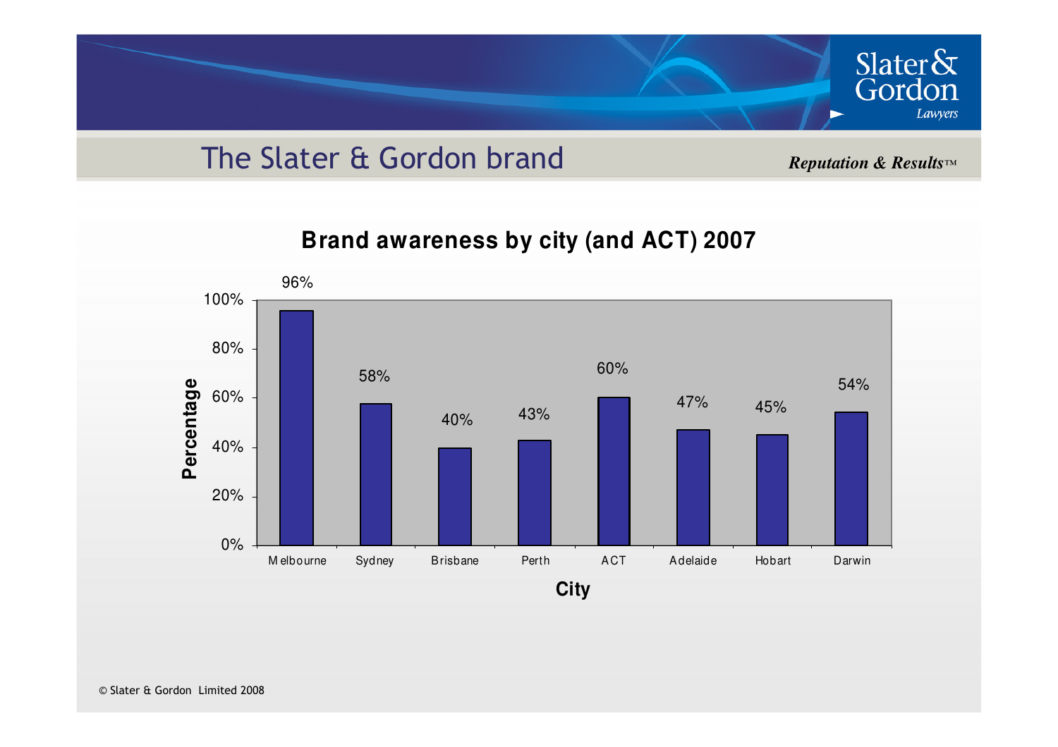# The Slater & Gordon brand

*Reputation & Results™*

## Brand awareness by city (and ACT) 2007

| City | Percentage |
|---|---|
| Melbourne | 96% |
| Sydney | 58% |
| Brisbane | 40% |
| Perth | 43% |
| ACT | 60% |
| Adelaide | 47% |
| Hobart | 45% |
| Darwin | 54% |

© Slater & Gordon Limited 2008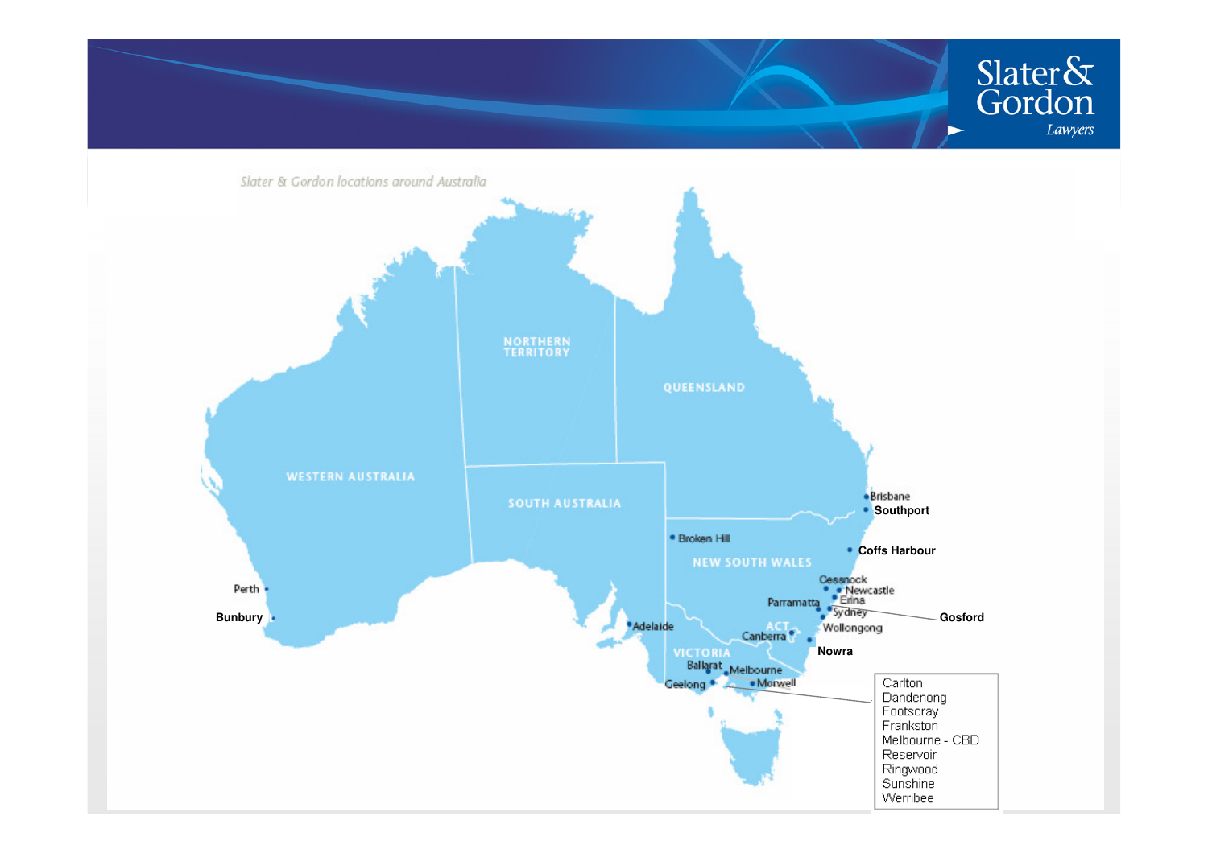*Slater & Gordon locations around Australia*

WESTERN AUSTRALIA

NORTHERN TERRITORY

QUEENSLAND

SOUTH AUSTRALIA

NEW SOUTH WALES

ACT

VICTORIA

Perth

**Bunbury**

Adelaide

Broken Hill

Brisbane

**Southport**

**Coffs Harbour**

Cessnock

Newcastle

Erina

Parramatta

Sydney

**Gosford**

Wollongong

Canberra

**Nowra**

Ballarat

Melbourne

Geelong

Morwell

- Carlton
- Dandenong
- Footscray
- Frankston
- Melbourne - CBD
- Reservoir
- Ringwood
- Sunshine
- Werribee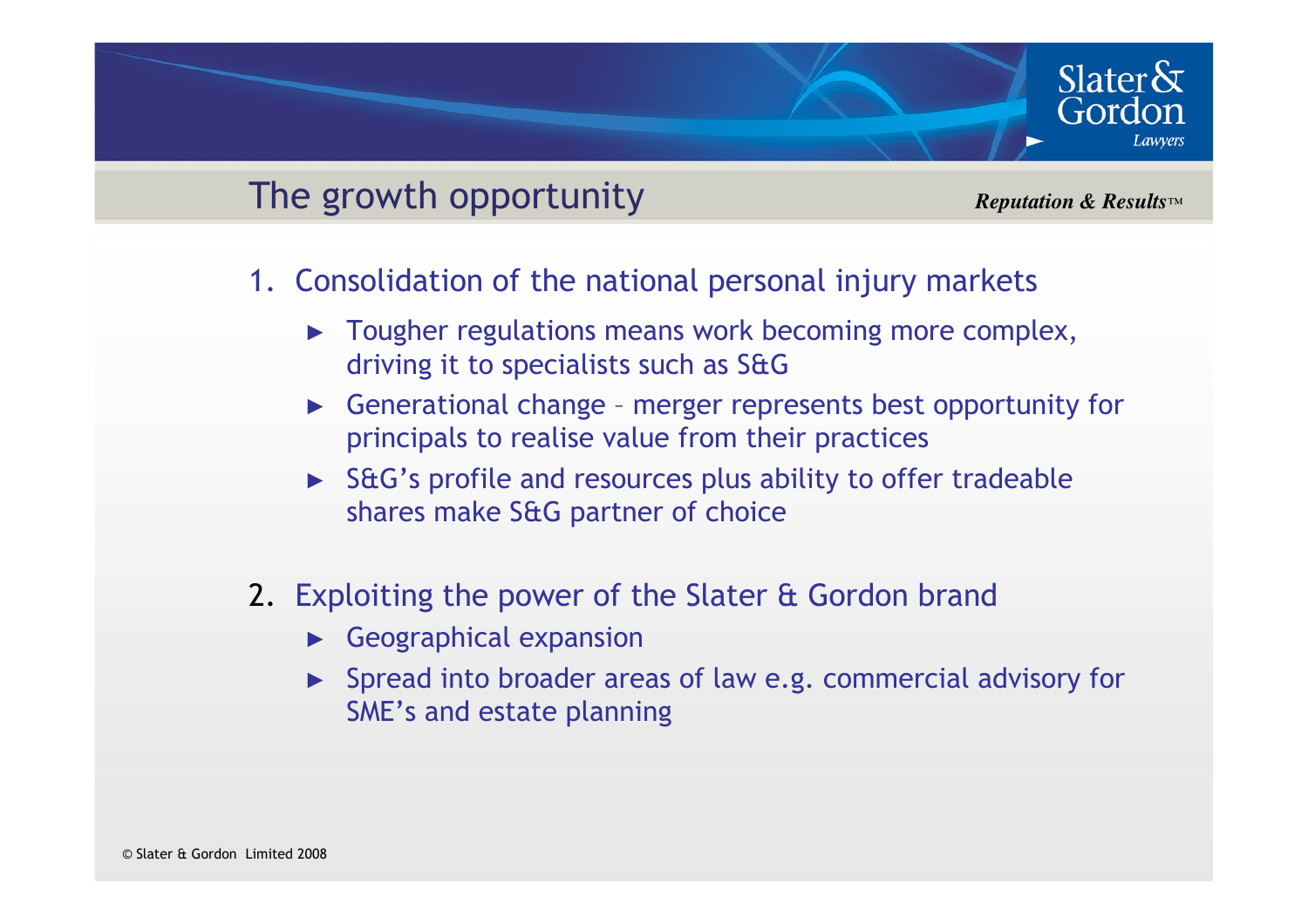## The growth opportunity

*Reputation & Results™*

1. Consolidation of the national personal injury markets
   - Tougher regulations means work becoming more complex, driving it to specialists such as S&G
   - Generational change – merger represents best opportunity for principals to realise value from their practices
   - S&G's profile and resources plus ability to offer tradeable shares make S&G partner of choice

2. Exploiting the power of the Slater & Gordon brand
   - Geographical expansion
   - Spread into broader areas of law e.g. commercial advisory for SME's and estate planning

© Slater & Gordon Limited 2008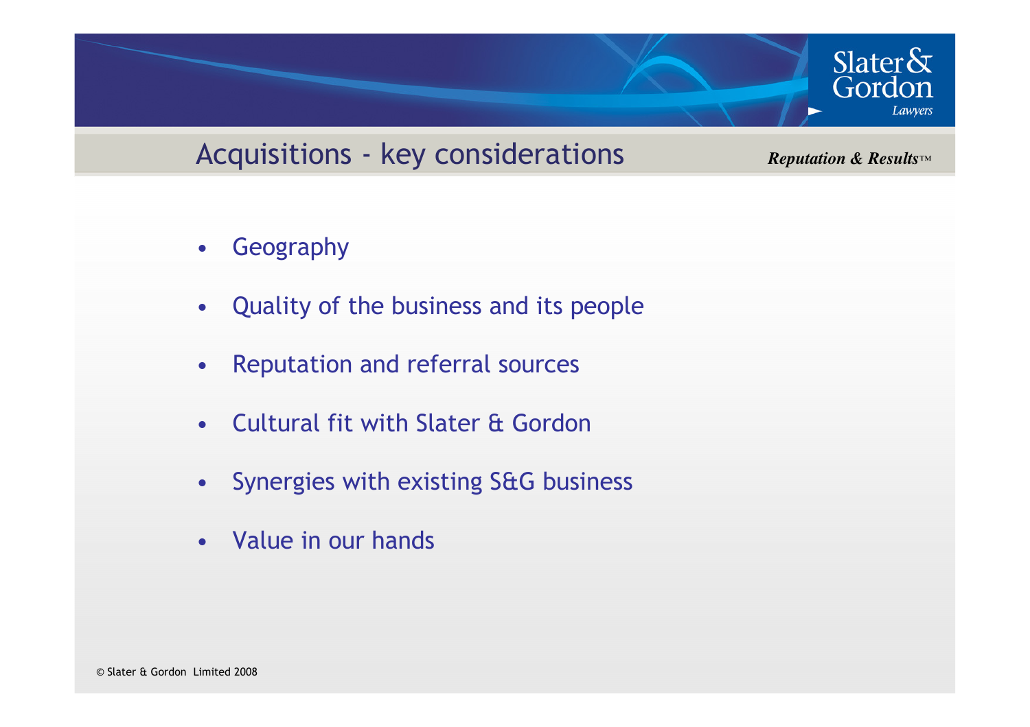# Acquisitions - key considerations

- Geography
- Quality of the business and its people
- Reputation and referral sources
- Cultural fit with Slater & Gordon
- Synergies with existing S&G business
- Value in our hands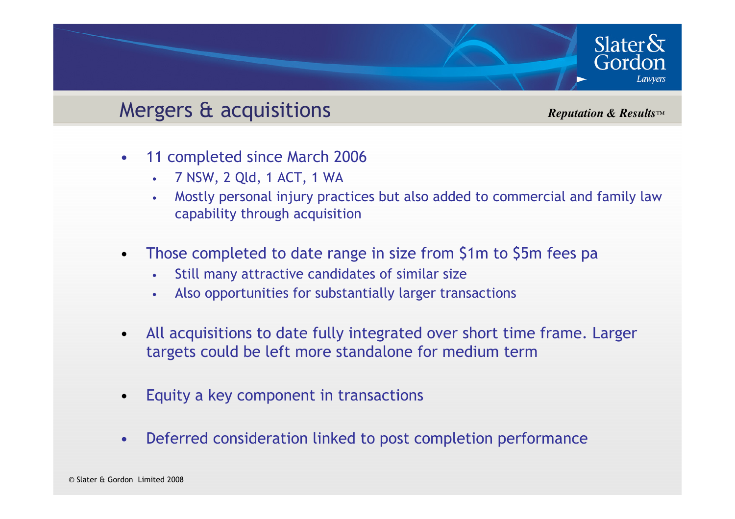## Mergers & acquisitions

*Reputation & Results™*

- 11 completed since March 2006
  - 7 NSW, 2 Qld, 1 ACT, 1 WA
  - Mostly personal injury practices but also added to commercial and family law capability through acquisition
- Those completed to date range in size from $1m to $5m fees pa
  - Still many attractive candidates of similar size
  - Also opportunities for substantially larger transactions
- All acquisitions to date fully integrated over short time frame. Larger targets could be left more standalone for medium term
- Equity a key component in transactions
- Deferred consideration linked to post completion performance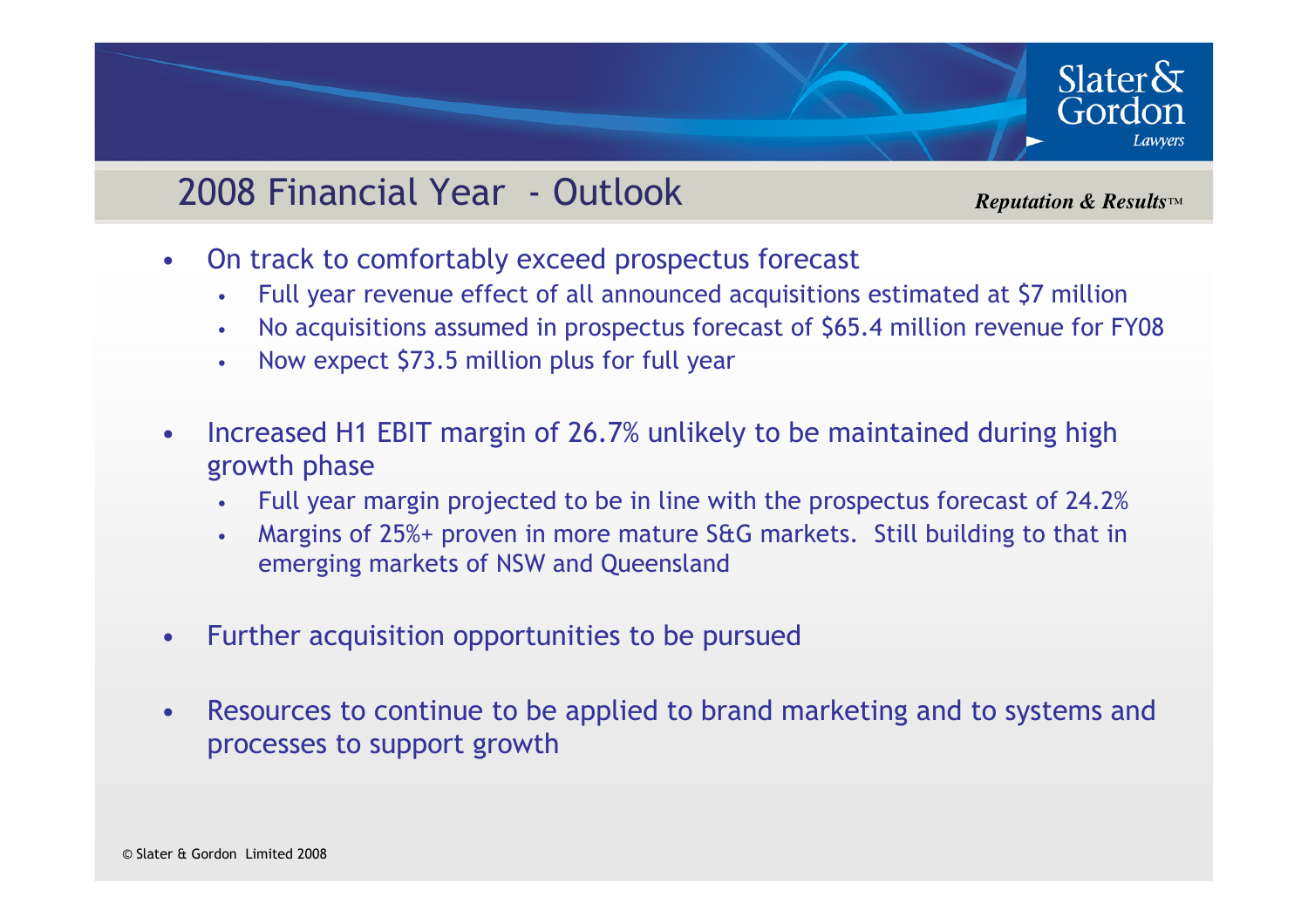# 2008 Financial Year - Outlook

*Reputation & Results™*

- On track to comfortably exceed prospectus forecast
  - Full year revenue effect of all announced acquisitions estimated at $7 million
  - No acquisitions assumed in prospectus forecast of $65.4 million revenue for FY08
  - Now expect $73.5 million plus for full year

- Increased H1 EBIT margin of 26.7% unlikely to be maintained during high growth phase
  - Full year margin projected to be in line with the prospectus forecast of 24.2%
  - Margins of 25%+ proven in more mature S&G markets. Still building to that in emerging markets of NSW and Queensland

- Further acquisition opportunities to be pursued

- Resources to continue to be applied to brand marketing and to systems and processes to support growth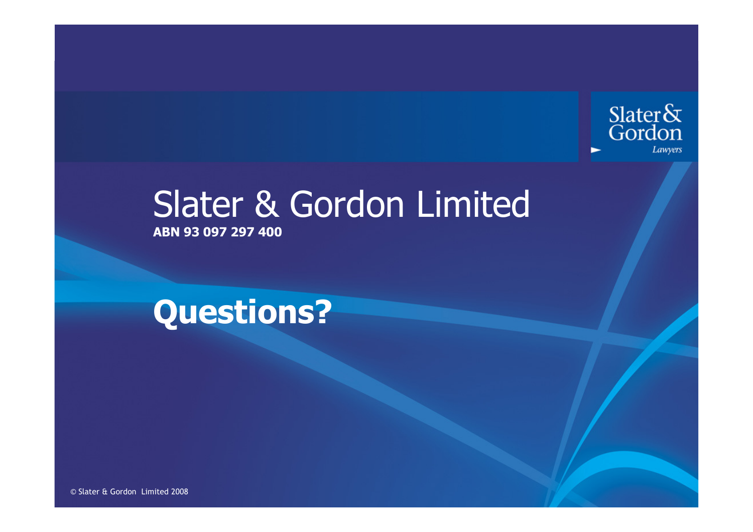Slater & Gordon Lawyers

# Slater & Gordon Limited

**ABN 93 097 297 400**

# Questions?

© Slater & Gordon Limited 2008